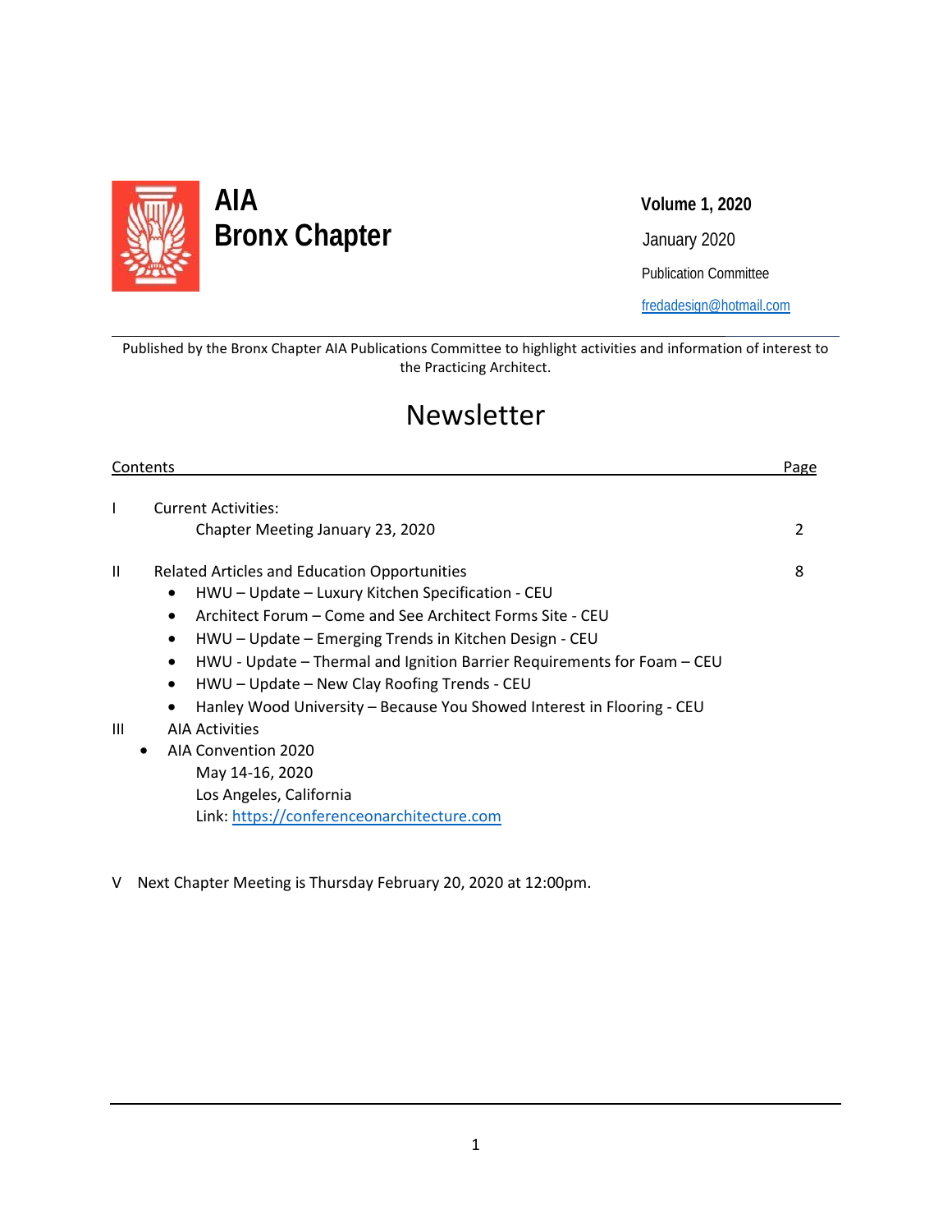# AIA
# Bronx Chapter

**Volume 1, 2020**

January 2020

Publication Committee

fredadesign@hotmail.com

---

Published by the Bronx Chapter AIA Publications Committee to highlight activities and information of interest to the Practicing Architect.

## Newsletter

| Contents | | Page |
|---|---|---|
| I | Current Activities: | |
| | Chapter Meeting January 23, 2020 | 2 |
| II | Related Articles and Education Opportunities | 8 |

- HWU – Update – Luxury Kitchen Specification - CEU
- Architect Forum – Come and See Architect Forms Site - CEU
- HWU – Update – Emerging Trends in Kitchen Design - CEU
- HWU - Update – Thermal and Ignition Barrier Requirements for Foam – CEU
- HWU – Update – New Clay Roofing Trends - CEU
- Hanley Wood University – Because You Showed Interest in Flooring - CEU

III AIA Activities

- AIA Convention 2020
  May 14-16, 2020
  Los Angeles, California
  Link: https://conferenceonarchitecture.com

V Next Chapter Meeting is Thursday February 20, 2020 at 12:00pm.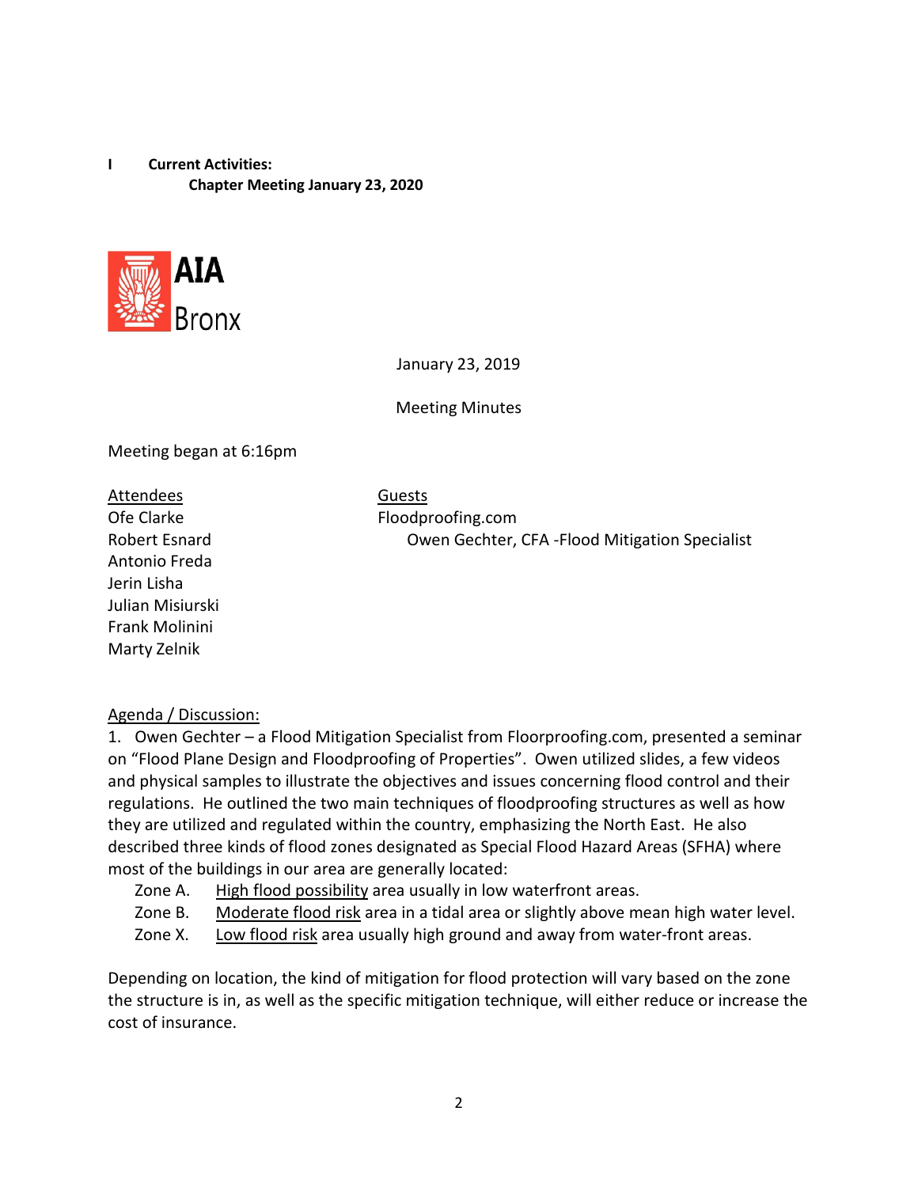**I Current Activities:**

**Chapter Meeting January 23, 2020**

AIA Bronx

January 23, 2019

Meeting Minutes

Meeting began at 6:16pm

| Attendees | Guests |
|---|---|
| Ofe Clarke | Floodproofing.com |
| Robert Esnard | Owen Gechter, CFA -Flood Mitigation Specialist |
| Antonio Freda | |
| Jerin Lisha | |
| Julian Misiurski | |
| Frank Molinini | |
| Marty Zelnik | |

Agenda / Discussion:

1. Owen Gechter – a Flood Mitigation Specialist from Floorproofing.com, presented a seminar on "Flood Plane Design and Floodproofing of Properties". Owen utilized slides, a few videos and physical samples to illustrate the objectives and issues concerning flood control and their regulations. He outlined the two main techniques of floodproofing structures as well as how they are utilized and regulated within the country, emphasizing the North East. He also described three kinds of flood zones designated as Special Flood Hazard Areas (SFHA) where most of the buildings in our area are generally located:

   Zone A. High flood possibility area usually in low waterfront areas.
   Zone B. Moderate flood risk area in a tidal area or slightly above mean high water level.
   Zone X. Low flood risk area usually high ground and away from water-front areas.

Depending on location, the kind of mitigation for flood protection will vary based on the zone the structure is in, as well as the specific mitigation technique, will either reduce or increase the cost of insurance.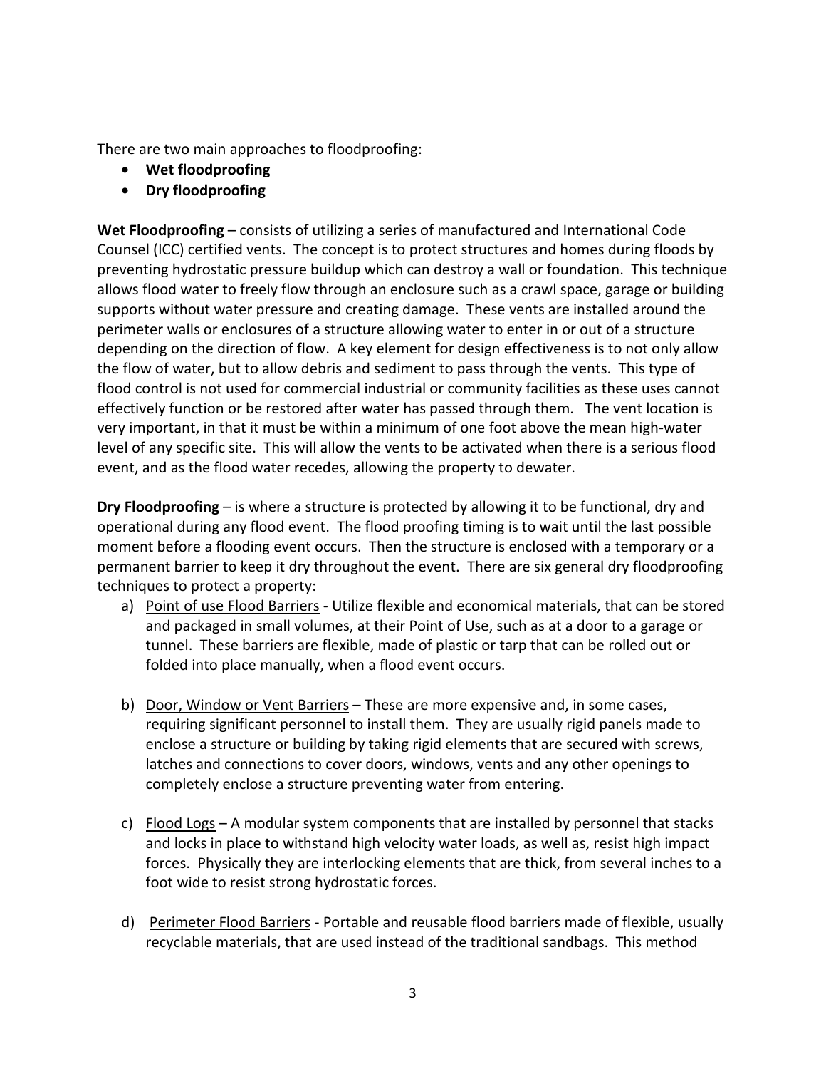There are two main approaches to floodproofing:

- **Wet floodproofing**
- **Dry floodproofing**

**Wet Floodproofing** – consists of utilizing a series of manufactured and International Code Counsel (ICC) certified vents. The concept is to protect structures and homes during floods by preventing hydrostatic pressure buildup which can destroy a wall or foundation. This technique allows flood water to freely flow through an enclosure such as a crawl space, garage or building supports without water pressure and creating damage. These vents are installed around the perimeter walls or enclosures of a structure allowing water to enter in or out of a structure depending on the direction of flow. A key element for design effectiveness is to not only allow the flow of water, but to allow debris and sediment to pass through the vents. This type of flood control is not used for commercial industrial or community facilities as these uses cannot effectively function or be restored after water has passed through them. The vent location is very important, in that it must be within a minimum of one foot above the mean high-water level of any specific site. This will allow the vents to be activated when there is a serious flood event, and as the flood water recedes, allowing the property to dewater.

**Dry Floodproofing** – is where a structure is protected by allowing it to be functional, dry and operational during any flood event. The flood proofing timing is to wait until the last possible moment before a flooding event occurs. Then the structure is enclosed with a temporary or a permanent barrier to keep it dry throughout the event. There are six general dry floodproofing techniques to protect a property:

a) Point of use Flood Barriers - Utilize flexible and economical materials, that can be stored and packaged in small volumes, at their Point of Use, such as at a door to a garage or tunnel. These barriers are flexible, made of plastic or tarp that can be rolled out or folded into place manually, when a flood event occurs.

b) Door, Window or Vent Barriers – These are more expensive and, in some cases, requiring significant personnel to install them. They are usually rigid panels made to enclose a structure or building by taking rigid elements that are secured with screws, latches and connections to cover doors, windows, vents and any other openings to completely enclose a structure preventing water from entering.

c) Flood Logs – A modular system components that are installed by personnel that stacks and locks in place to withstand high velocity water loads, as well as, resist high impact forces. Physically they are interlocking elements that are thick, from several inches to a foot wide to resist strong hydrostatic forces.

d) Perimeter Flood Barriers - Portable and reusable flood barriers made of flexible, usually recyclable materials, that are used instead of the traditional sandbags. This method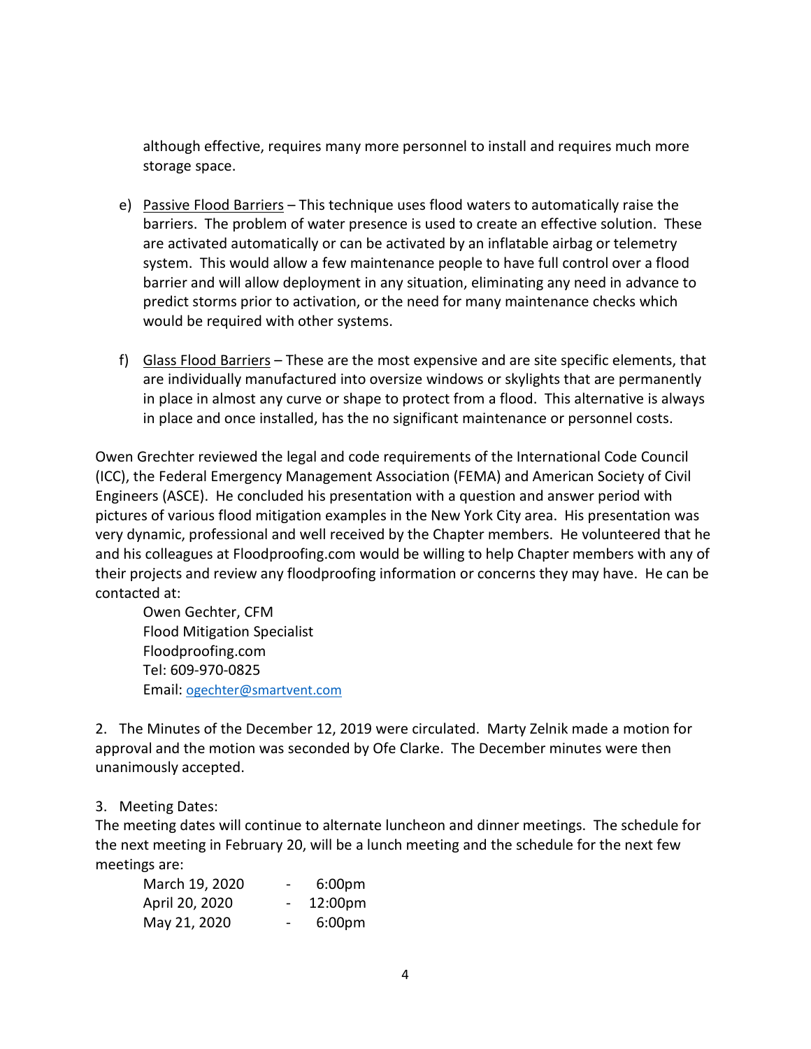although effective, requires many more personnel to install and requires much more storage space.

e) Passive Flood Barriers – This technique uses flood waters to automatically raise the barriers. The problem of water presence is used to create an effective solution. These are activated automatically or can be activated by an inflatable airbag or telemetry system. This would allow a few maintenance people to have full control over a flood barrier and will allow deployment in any situation, eliminating any need in advance to predict storms prior to activation, or the need for many maintenance checks which would be required with other systems.

f) Glass Flood Barriers – These are the most expensive and are site specific elements, that are individually manufactured into oversize windows or skylights that are permanently in place in almost any curve or shape to protect from a flood. This alternative is always in place and once installed, has the no significant maintenance or personnel costs.

Owen Grechter reviewed the legal and code requirements of the International Code Council (ICC), the Federal Emergency Management Association (FEMA) and American Society of Civil Engineers (ASCE). He concluded his presentation with a question and answer period with pictures of various flood mitigation examples in the New York City area. His presentation was very dynamic, professional and well received by the Chapter members. He volunteered that he and his colleagues at Floodproofing.com would be willing to help Chapter members with any of their projects and review any floodproofing information or concerns they may have. He can be contacted at:

Owen Gechter, CFM
Flood Mitigation Specialist
Floodproofing.com
Tel: 609-970-0825
Email: ogechter@smartvent.com

2. The Minutes of the December 12, 2019 were circulated. Marty Zelnik made a motion for approval and the motion was seconded by Ofe Clarke. The December minutes were then unanimously accepted.

3. Meeting Dates:
The meeting dates will continue to alternate luncheon and dinner meetings. The schedule for the next meeting in February 20, will be a lunch meeting and the schedule for the next few meetings are:

March 19, 2020 - 6:00pm
April 20, 2020 - 12:00pm
May 21, 2020 - 6:00pm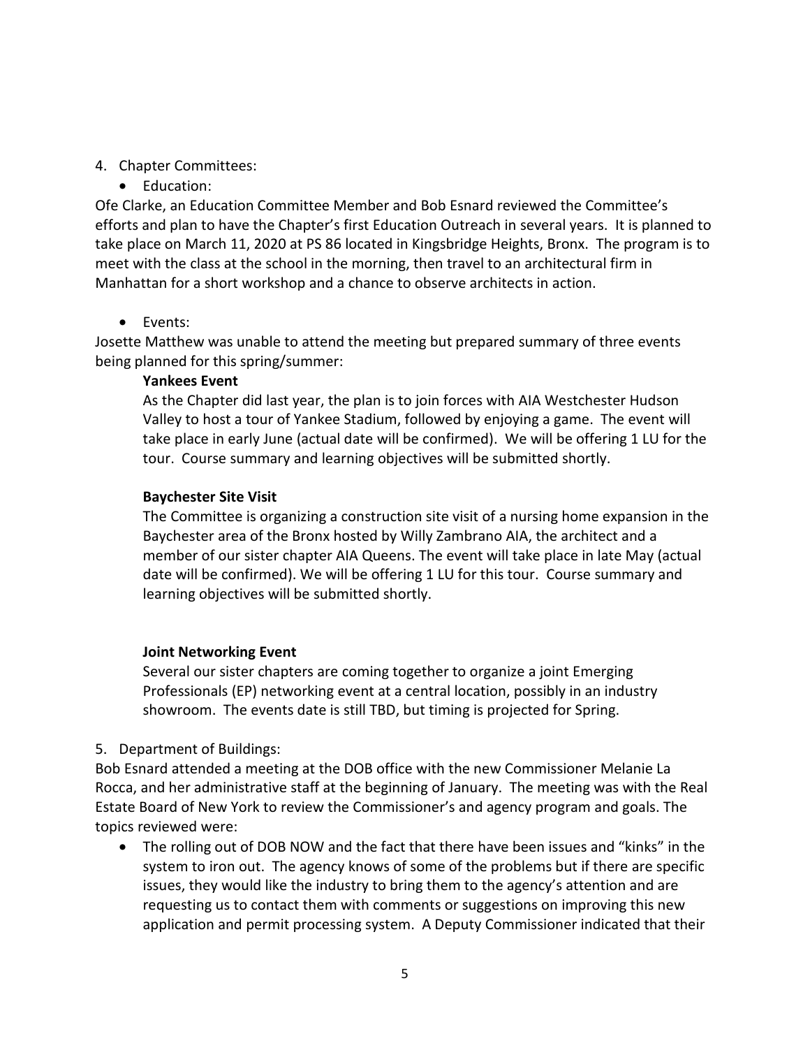4. Chapter Committees:
   - Education:

Ofe Clarke, an Education Committee Member and Bob Esnard reviewed the Committee's efforts and plan to have the Chapter's first Education Outreach in several years. It is planned to take place on March 11, 2020 at PS 86 located in Kingsbridge Heights, Bronx. The program is to meet with the class at the school in the morning, then travel to an architectural firm in Manhattan for a short workshop and a chance to observe architects in action.

   - Events:

Josette Matthew was unable to attend the meeting but prepared summary of three events being planned for this spring/summer:

**Yankees Event**

As the Chapter did last year, the plan is to join forces with AIA Westchester Hudson Valley to host a tour of Yankee Stadium, followed by enjoying a game. The event will take place in early June (actual date will be confirmed). We will be offering 1 LU for the tour. Course summary and learning objectives will be submitted shortly.

**Baychester Site Visit**

The Committee is organizing a construction site visit of a nursing home expansion in the Baychester area of the Bronx hosted by Willy Zambrano AIA, the architect and a member of our sister chapter AIA Queens. The event will take place in late May (actual date will be confirmed). We will be offering 1 LU for this tour. Course summary and learning objectives will be submitted shortly.

**Joint Networking Event**

Several our sister chapters are coming together to organize a joint Emerging Professionals (EP) networking event at a central location, possibly in an industry showroom. The events date is still TBD, but timing is projected for Spring.

5. Department of Buildings:

Bob Esnard attended a meeting at the DOB office with the new Commissioner Melanie La Rocca, and her administrative staff at the beginning of January. The meeting was with the Real Estate Board of New York to review the Commissioner's and agency program and goals. The topics reviewed were:

- The rolling out of DOB NOW and the fact that there have been issues and "kinks" in the system to iron out. The agency knows of some of the problems but if there are specific issues, they would like the industry to bring them to the agency's attention and are requesting us to contact them with comments or suggestions on improving this new application and permit processing system. A Deputy Commissioner indicated that their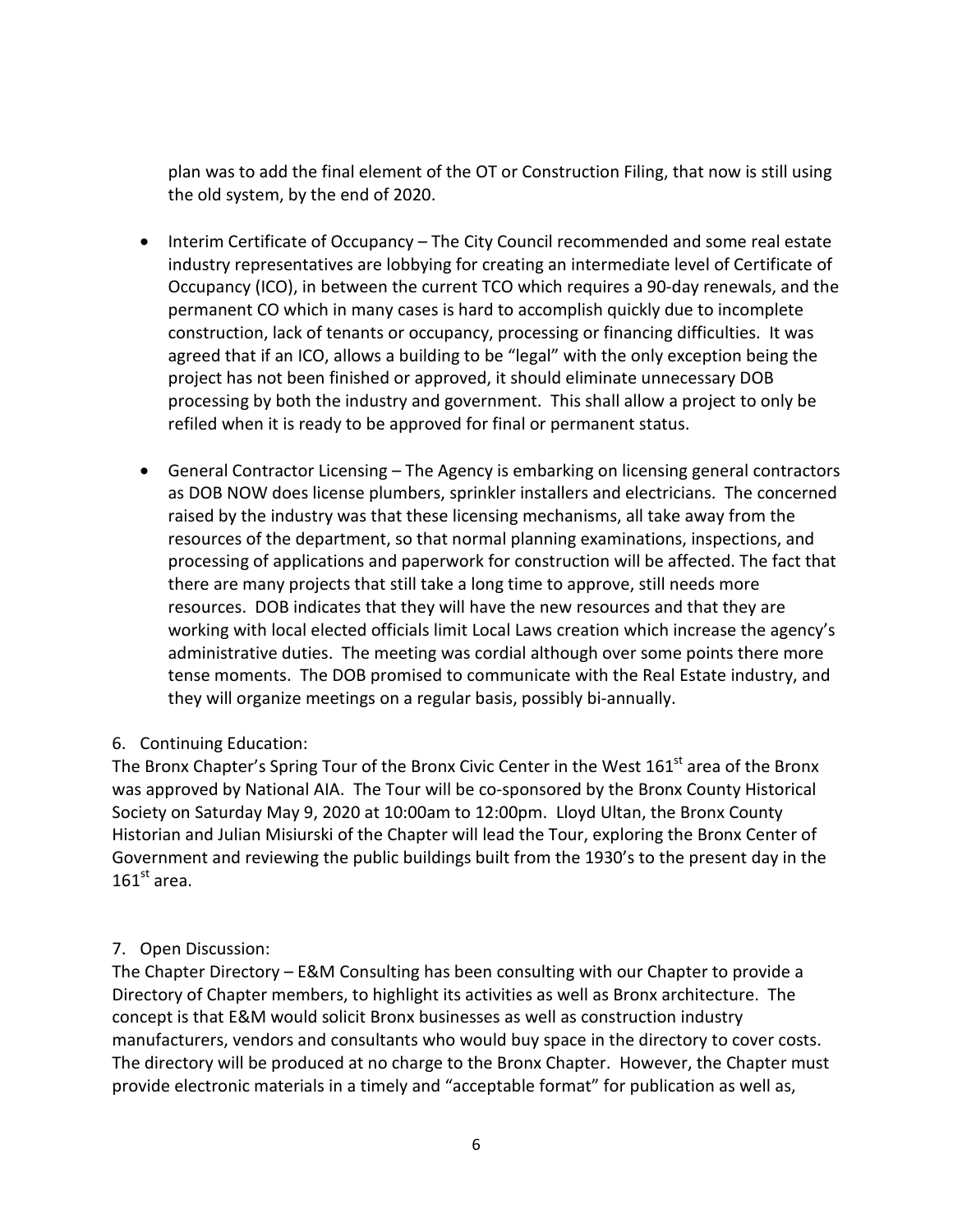plan was to add the final element of the OT or Construction Filing, that now is still using the old system, by the end of 2020.

- Interim Certificate of Occupancy – The City Council recommended and some real estate industry representatives are lobbying for creating an intermediate level of Certificate of Occupancy (ICO), in between the current TCO which requires a 90-day renewals, and the permanent CO which in many cases is hard to accomplish quickly due to incomplete construction, lack of tenants or occupancy, processing or financing difficulties. It was agreed that if an ICO, allows a building to be "legal" with the only exception being the project has not been finished or approved, it should eliminate unnecessary DOB processing by both the industry and government. This shall allow a project to only be refiled when it is ready to be approved for final or permanent status.

- General Contractor Licensing – The Agency is embarking on licensing general contractors as DOB NOW does license plumbers, sprinkler installers and electricians. The concerned raised by the industry was that these licensing mechanisms, all take away from the resources of the department, so that normal planning examinations, inspections, and processing of applications and paperwork for construction will be affected. The fact that there are many projects that still take a long time to approve, still needs more resources. DOB indicates that they will have the new resources and that they are working with local elected officials limit Local Laws creation which increase the agency's administrative duties. The meeting was cordial although over some points there more tense moments. The DOB promised to communicate with the Real Estate industry, and they will organize meetings on a regular basis, possibly bi-annually.

6. Continuing Education:

The Bronx Chapter's Spring Tour of the Bronx Civic Center in the West 161st area of the Bronx was approved by National AIA. The Tour will be co-sponsored by the Bronx County Historical Society on Saturday May 9, 2020 at 10:00am to 12:00pm. Lloyd Ultan, the Bronx County Historian and Julian Misiurski of the Chapter will lead the Tour, exploring the Bronx Center of Government and reviewing the public buildings built from the 1930's to the present day in the 161st area.

7. Open Discussion:

The Chapter Directory – E&M Consulting has been consulting with our Chapter to provide a Directory of Chapter members, to highlight its activities as well as Bronx architecture. The concept is that E&M would solicit Bronx businesses as well as construction industry manufacturers, vendors and consultants who would buy space in the directory to cover costs. The directory will be produced at no charge to the Bronx Chapter. However, the Chapter must provide electronic materials in a timely and "acceptable format" for publication as well as,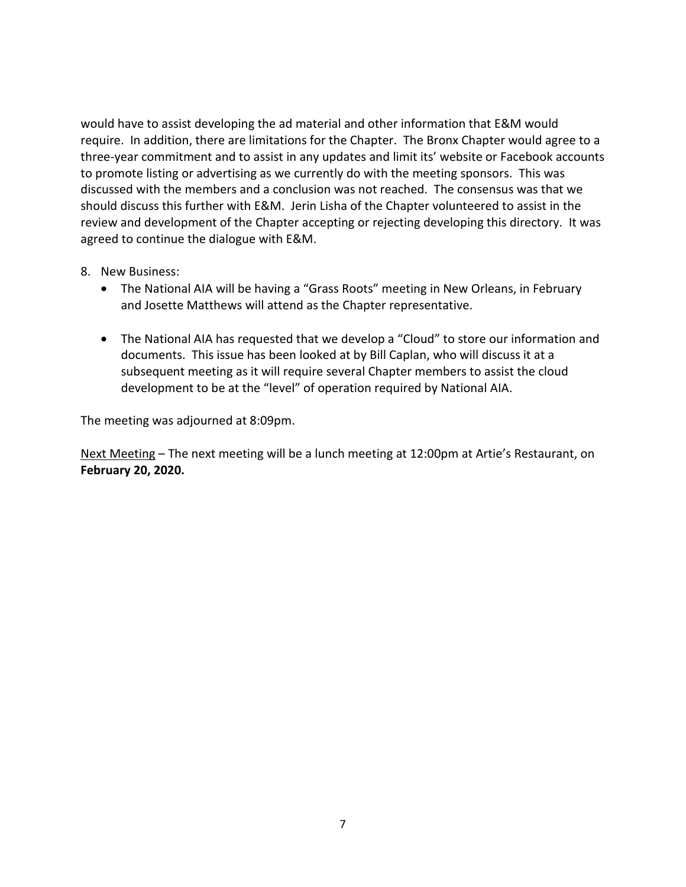would have to assist developing the ad material and other information that E&M would require. In addition, there are limitations for the Chapter. The Bronx Chapter would agree to a three-year commitment and to assist in any updates and limit its' website or Facebook accounts to promote listing or advertising as we currently do with the meeting sponsors. This was discussed with the members and a conclusion was not reached. The consensus was that we should discuss this further with E&M. Jerin Lisha of the Chapter volunteered to assist in the review and development of the Chapter accepting or rejecting developing this directory. It was agreed to continue the dialogue with E&M.

8. New Business:
   - The National AIA will be having a "Grass Roots" meeting in New Orleans, in February and Josette Matthews will attend as the Chapter representative.
   - The National AIA has requested that we develop a "Cloud" to store our information and documents. This issue has been looked at by Bill Caplan, who will discuss it at a subsequent meeting as it will require several Chapter members to assist the cloud development to be at the "level" of operation required by National AIA.

The meeting was adjourned at 8:09pm.

<u>Next Meeting</u> – The next meeting will be a lunch meeting at 12:00pm at Artie's Restaurant, on **February 20, 2020.**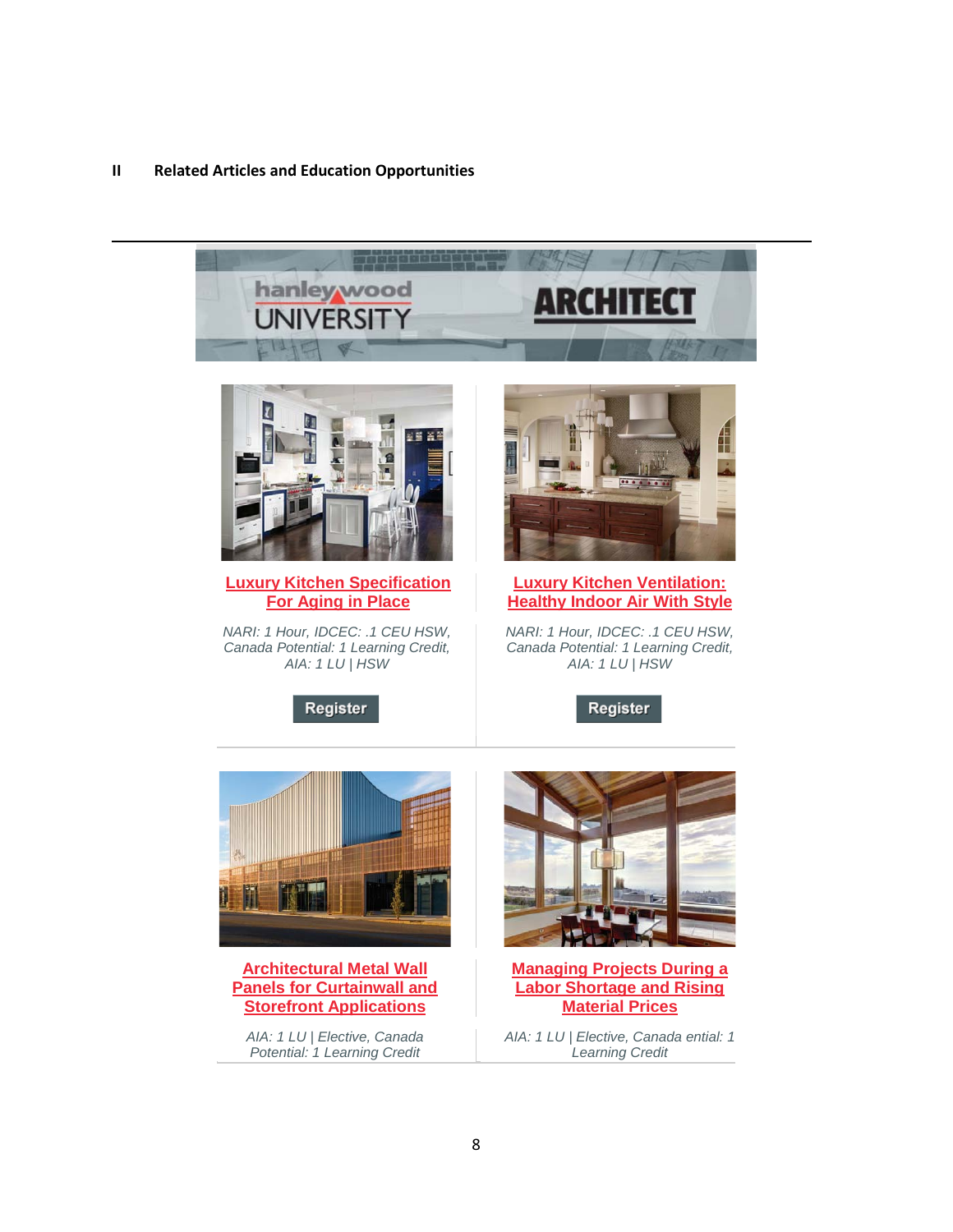## II Related Articles and Education Opportunities

---

**Luxury Kitchen Specification For Aging in Place**

*NARI: 1 Hour, IDCEC: .1 CEU HSW, Canada Potential: 1 Learning Credit, AIA: 1 LU | HSW*

Register

**Luxury Kitchen Ventilation: Healthy Indoor Air With Style**

*NARI: 1 Hour, IDCEC: .1 CEU HSW, Canada Potential: 1 Learning Credit, AIA: 1 LU | HSW*

Register

**Architectural Metal Wall Panels for Curtainwall and Storefront Applications**

*AIA: 1 LU | Elective, Canada Potential: 1 Learning Credit*

**Managing Projects During a Labor Shortage and Rising Material Prices**

*AIA: 1 LU | Elective, Canada ential: 1 Learning Credit*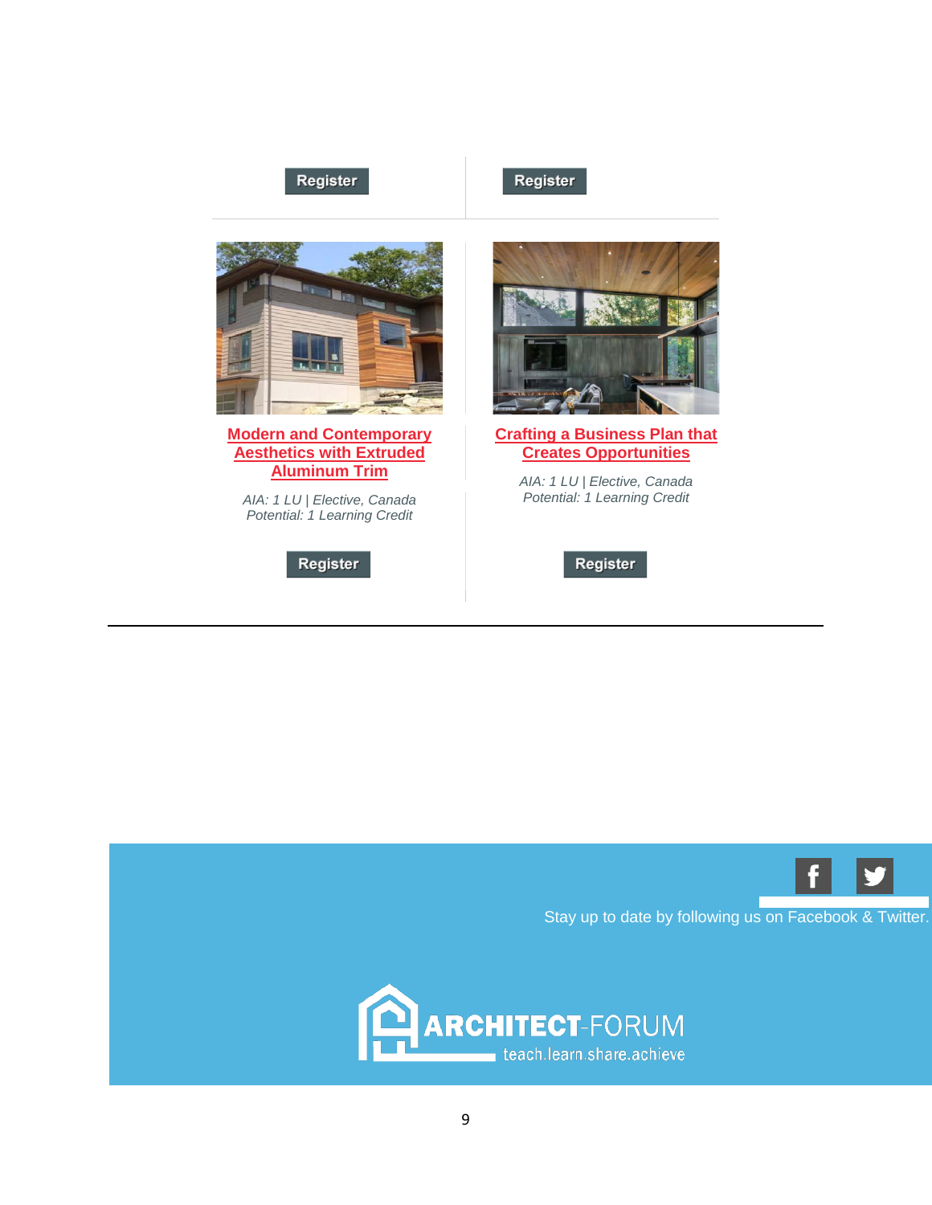Register

Register

**Modern and Contemporary Aesthetics with Extruded Aluminum Trim**

*AIA: 1 LU | Elective, Canada Potential: 1 Learning Credit*

Register

**Crafting a Business Plan that Creates Opportunities**

*AIA: 1 LU | Elective, Canada Potential: 1 Learning Credit*

Register

---

Stay up to date by following us on Facebook & Twitter.

ARCHITECT-FORUM
teach.learn.share.achieve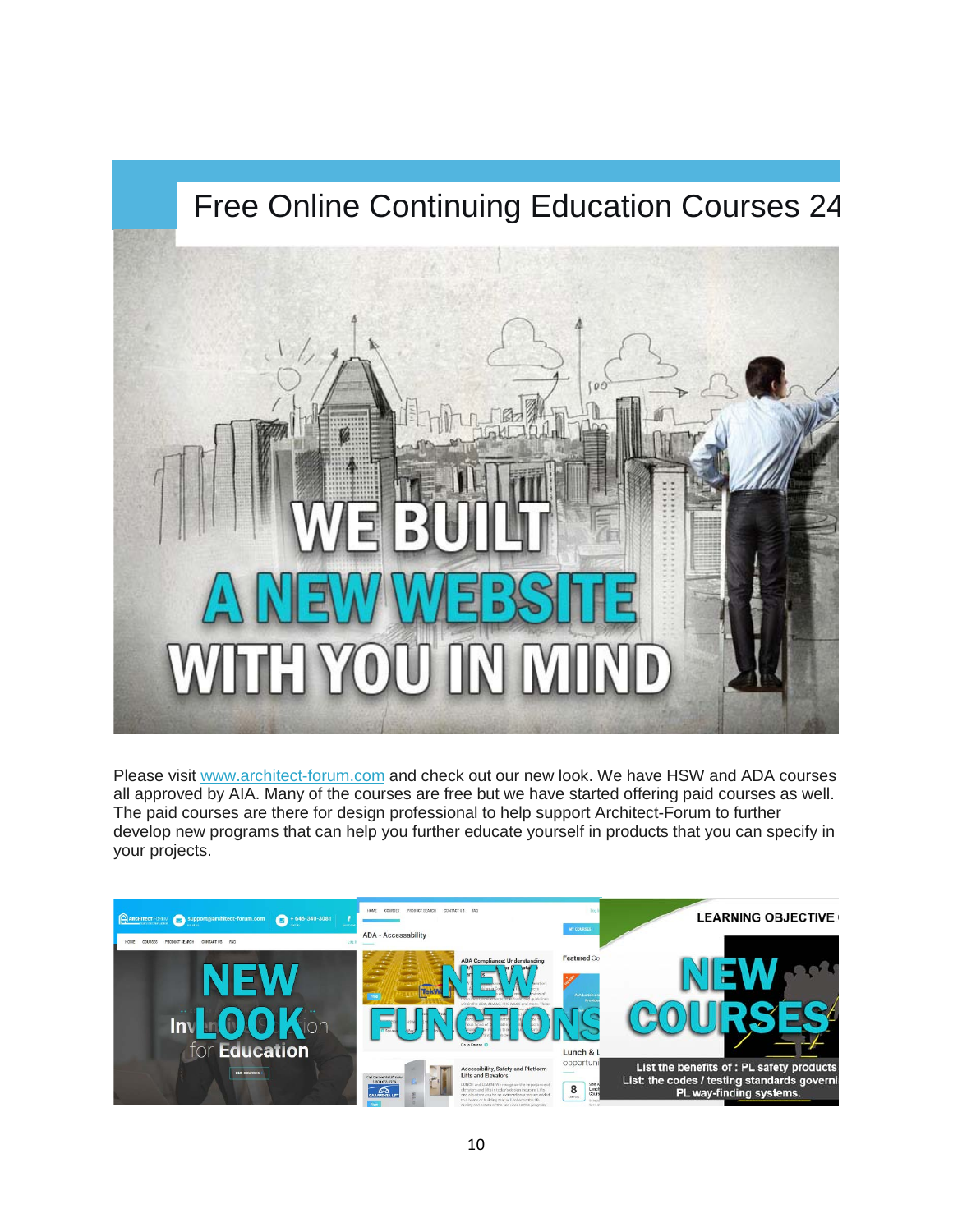## Free Online Continuing Education Courses 24

Please visit www.architect-forum.com and check out our new look. We have HSW and ADA courses all approved by AIA. Many of the courses are free but we have started offering paid courses as well. The paid courses are there for design professional to help support Architect-Forum to further develop new programs that can help you further educate yourself in products that you can specify in your projects.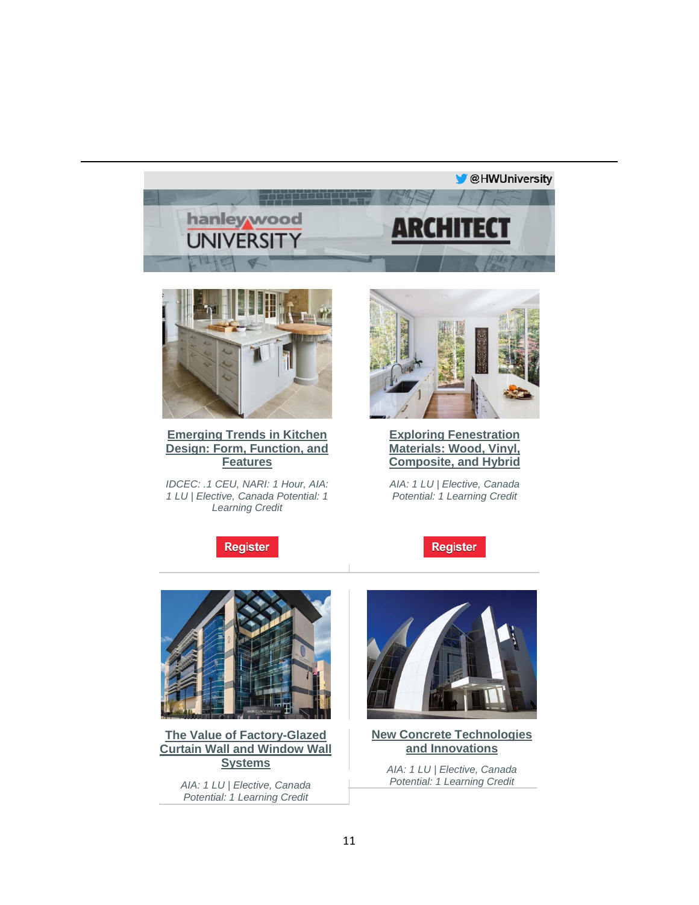@HWUniversity

hanley wood UNIVERSITY

ARCHITECT

**Emerging Trends in Kitchen Design: Form, Function, and Features**

*IDCEC: .1 CEU, NARI: 1 Hour, AIA: 1 LU | Elective, Canada Potential: 1 Learning Credit*

Register

**Exploring Fenestration Materials: Wood, Vinyl, Composite, and Hybrid**

*AIA: 1 LU | Elective, Canada Potential: 1 Learning Credit*

Register

**The Value of Factory-Glazed Curtain Wall and Window Wall Systems**

*AIA: 1 LU | Elective, Canada Potential: 1 Learning Credit*

**New Concrete Technologies and Innovations**

*AIA: 1 LU | Elective, Canada Potential: 1 Learning Credit*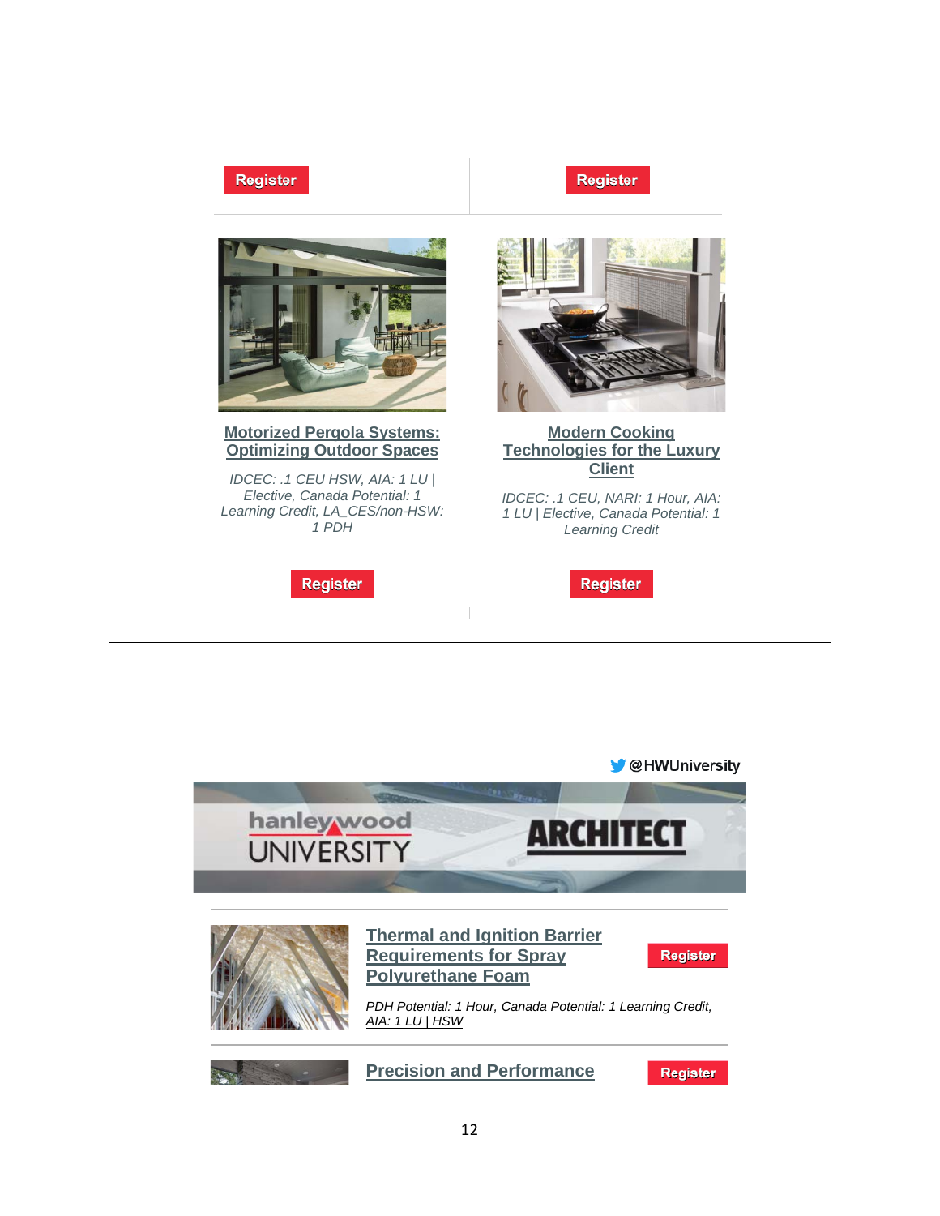Register

Register

**Motorized Pergola Systems: Optimizing Outdoor Spaces**

*IDCEC: .1 CEU HSW, AIA: 1 LU | Elective, Canada Potential: 1 Learning Credit, LA_CES/non-HSW: 1 PDH*

Register

**Modern Cooking Technologies for the Luxury Client**

*IDCEC: .1 CEU, NARI: 1 Hour, AIA: 1 LU | Elective, Canada Potential: 1 Learning Credit*

Register

---

@HWUniversity

hanley wood UNIVERSITY ARCHITECT

**Thermal and Ignition Barrier Requirements for Spray Polyurethane Foam**

Register

*PDH Potential: 1 Hour, Canada Potential: 1 Learning Credit, AIA: 1 LU | HSW*

**Precision and Performance**

Register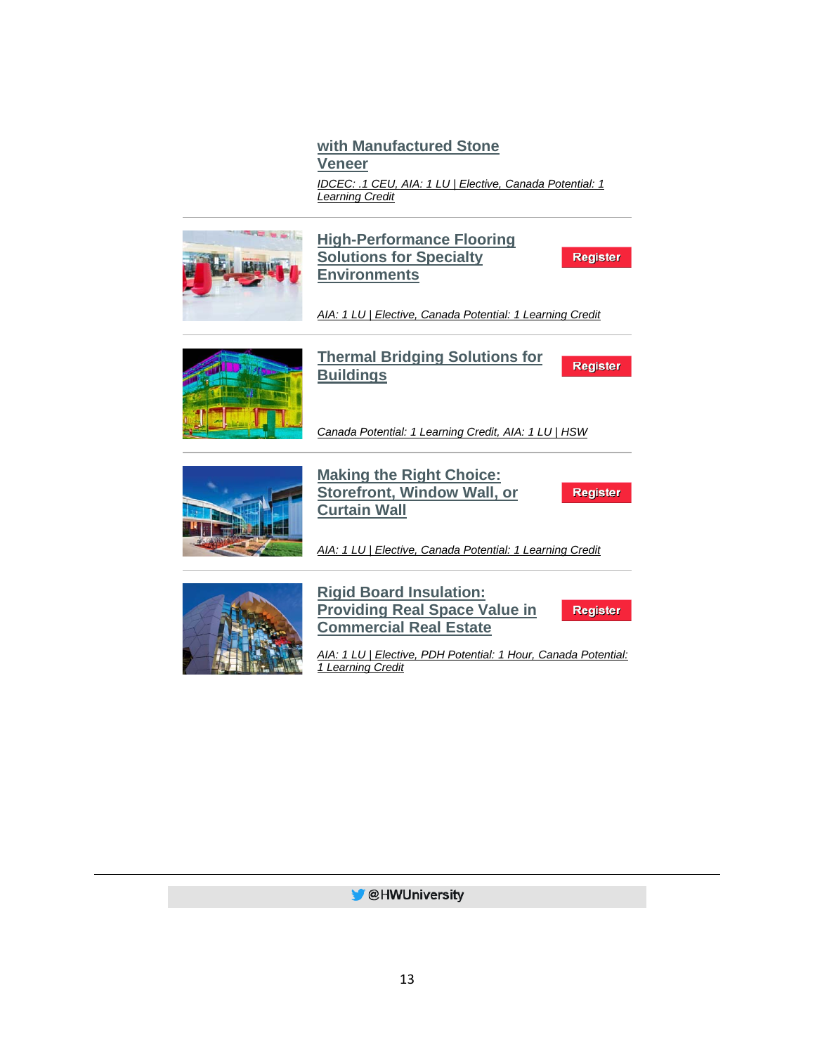**with Manufactured Stone Veneer**

*IDCEC: .1 CEU, AIA: 1 LU | Elective, Canada Potential: 1 Learning Credit*

---

**High-Performance Flooring Solutions for Specialty Environments**

Register

*AIA: 1 LU | Elective, Canada Potential: 1 Learning Credit*

---

**Thermal Bridging Solutions for Buildings**

Register

*Canada Potential: 1 Learning Credit, AIA: 1 LU | HSW*

---

**Making the Right Choice: Storefront, Window Wall, or Curtain Wall**

Register

*AIA: 1 LU | Elective, Canada Potential: 1 Learning Credit*

---

**Rigid Board Insulation: Providing Real Space Value in Commercial Real Estate**

Register

*AIA: 1 LU | Elective, PDH Potential: 1 Hour, Canada Potential: 1 Learning Credit*

---

@HWUniversity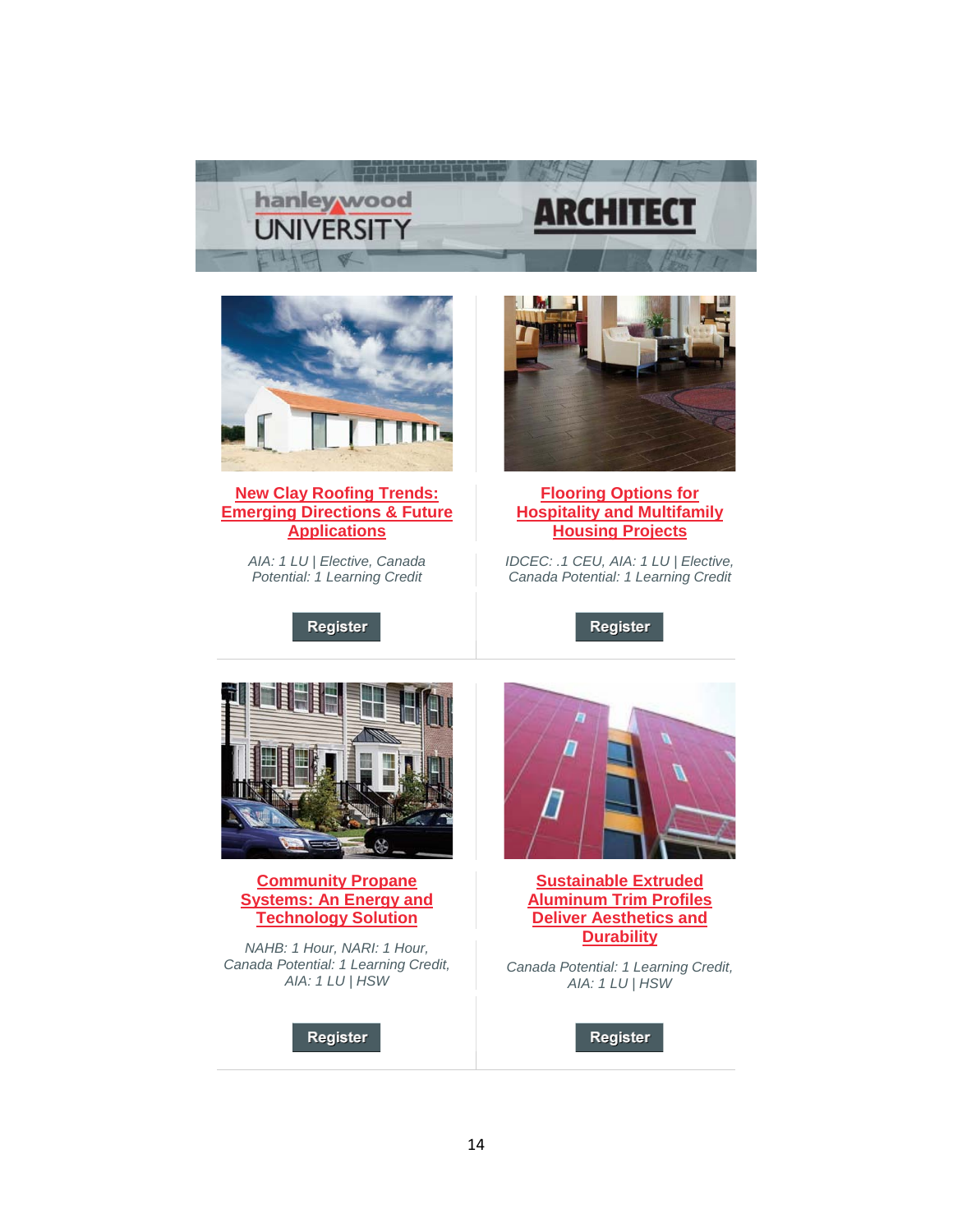hanley wood UNIVERSITY

ARCHITECT

**New Clay Roofing Trends: Emerging Directions & Future Applications**

*AIA: 1 LU | Elective, Canada Potential: 1 Learning Credit*

Register

**Flooring Options for Hospitality and Multifamily Housing Projects**

*IDCEC: .1 CEU, AIA: 1 LU | Elective, Canada Potential: 1 Learning Credit*

Register

**Community Propane Systems: An Energy and Technology Solution**

*NAHB: 1 Hour, NARI: 1 Hour, Canada Potential: 1 Learning Credit, AIA: 1 LU | HSW*

Register

**Sustainable Extruded Aluminum Trim Profiles Deliver Aesthetics and Durability**

*Canada Potential: 1 Learning Credit, AIA: 1 LU | HSW*

Register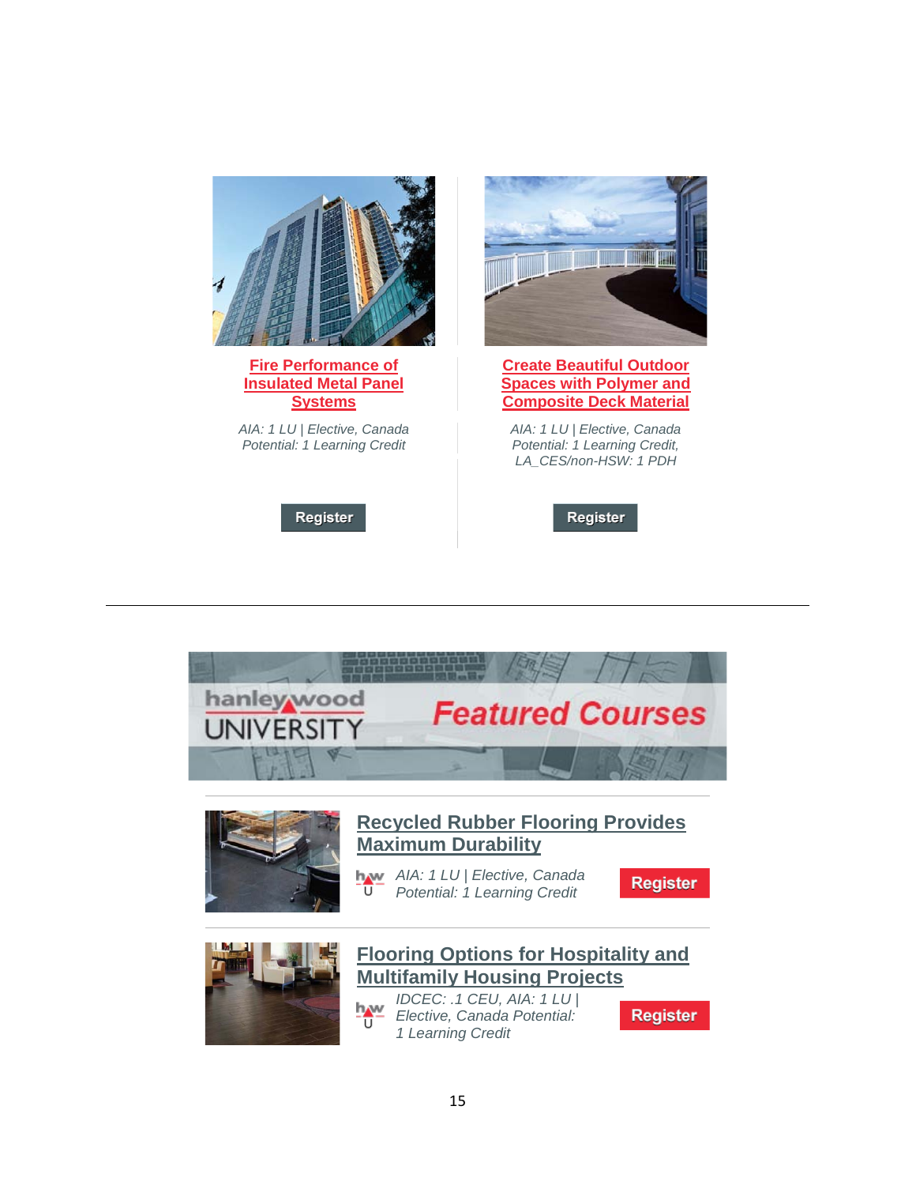**Fire Performance of Insulated Metal Panel Systems**

*AIA: 1 LU | Elective, Canada Potential: 1 Learning Credit*

Register

**Create Beautiful Outdoor Spaces with Polymer and Composite Deck Material**

*AIA: 1 LU | Elective, Canada Potential: 1 Learning Credit, LA_CES/non-HSW: 1 PDH*

Register

---

hanley wood UNIVERSITY

## Featured Courses

---

**Recycled Rubber Flooring Provides Maximum Durability**

*AIA: 1 LU | Elective, Canada Potential: 1 Learning Credit*

Register

---

**Flooring Options for Hospitality and Multifamily Housing Projects**

*IDCEC: .1 CEU, AIA: 1 LU | Elective, Canada Potential: 1 Learning Credit*

Register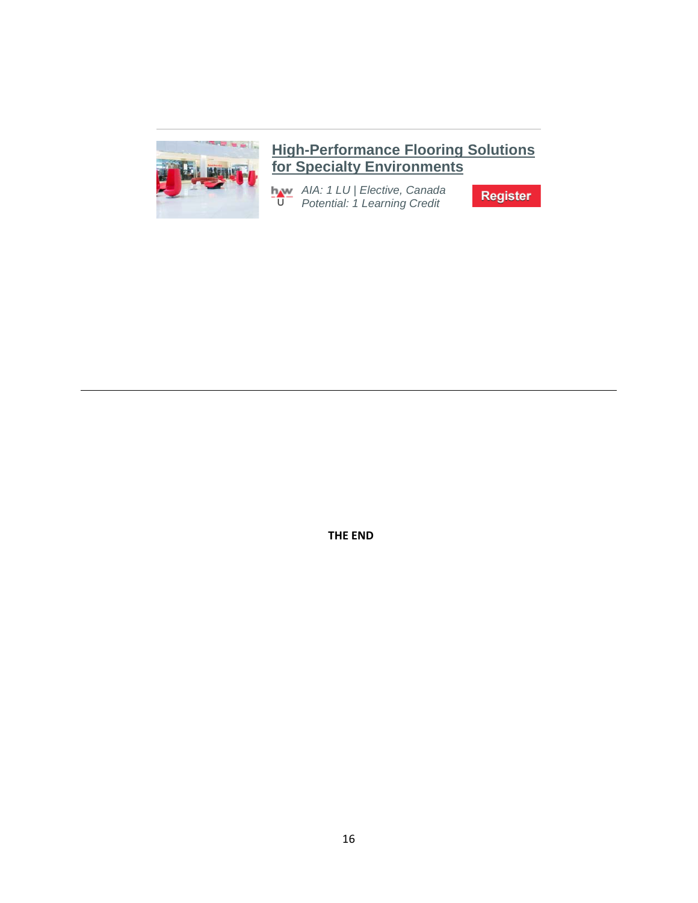---

**[High-Performance Flooring Solutions for Specialty Environments]()**

*AIA: 1 LU | Elective, Canada*
*Potential: 1 Learning Credit*

Register

---

**THE END**